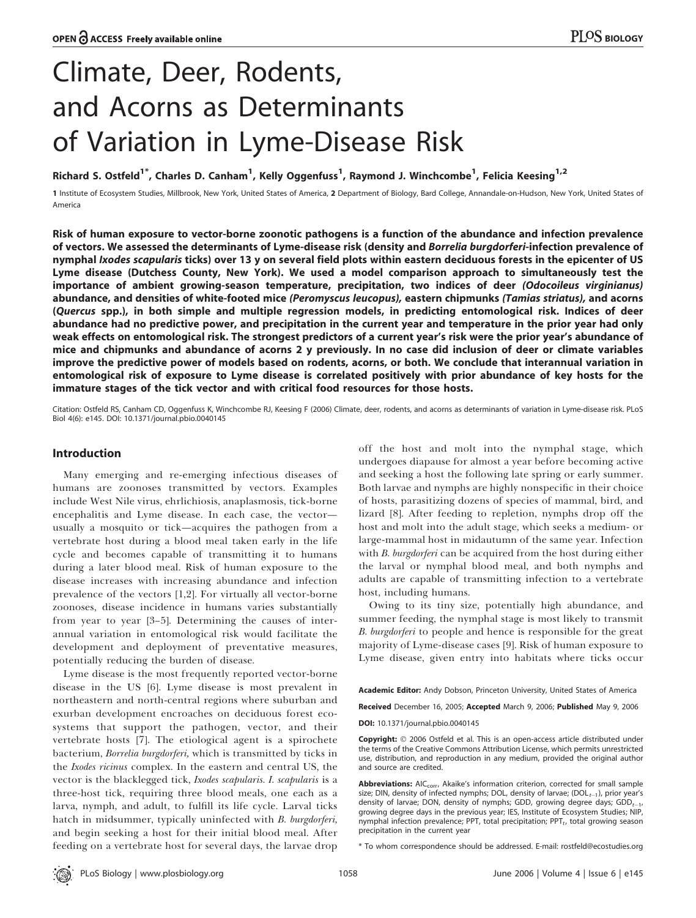# Climate, Deer, Rodents, and Acorns as Determinants of Variation in Lyme-Disease Risk

Richard S. Ostfeld[1*], Charles D. Canham[1], Kelly Oggenfuss[1], Raymond J. Winchcombe[1], Felicia Keesing[1,2]

1 Institute of Ecosystem Studies, Millbrook, New York, United States of America, 2 Department of Biology, Bard College, Annandale-on-Hudson, New York, United States of America

**Risk of human exposure to vector-borne zoonotic pathogens is a function of the abundance and infection prevalence of vectors. We assessed the determinants of Lyme-disease risk (density and *Borrelia burgdorferi*-infection prevalence of nymphal *Ixodes scapularis* ticks) over 13 y on several field plots within eastern deciduous forests in the epicenter of US Lyme disease (Dutchess County, New York). We used a model comparison approach to simultaneously test the importance of ambient growing-season temperature, precipitation, two indices of deer (*Odocoileus virginianus*) abundance, and densities of white-footed mice (*Peromyscus leucopus*), eastern chipmunks (*Tamias striatus*), and acorns (*Quercus* spp.), in both simple and multiple regression models, in predicting entomological risk. Indices of deer abundance had no predictive power, and precipitation in the current year and temperature in the prior year had only weak effects on entomological risk. The strongest predictors of a current year's risk were the prior year's abundance of mice and chipmunks and abundance of acorns 2 y previously. In no case did inclusion of deer or climate variables improve the predictive power of models based on rodents, acorns, or both. We conclude that interannual variation in entomological risk of exposure to Lyme disease is correlated positively with prior abundance of key hosts for the immature stages of the tick vector and with critical food resources for those hosts.**

Citation: Ostfeld RS, Canham CD, Oggenfuss K, Winchcombe RJ, Keesing F (2006) Climate, deer, rodents, and acorns as determinants of variation in Lyme-disease risk. PLoS Biol 4(6): e145. DOI: 10.1371/journal.pbio.0040145

## Introduction

Many emerging and re-emerging infectious diseases of humans are zoonoses transmitted by vectors. Examples include West Nile virus, ehrlichiosis, anaplasmosis, tick-borne encephalitis and Lyme disease. In each case, the vector—usually a mosquito or tick—acquires the pathogen from a vertebrate host during a blood meal taken early in the life cycle and becomes capable of transmitting it to humans during a later blood meal. Risk of human exposure to the disease increases with increasing abundance and infection prevalence of the vectors [1,2]. For virtually all vector-borne zoonoses, disease incidence in humans varies substantially from year to year [3–5]. Determining the causes of interannual variation in entomological risk would facilitate the development and deployment of preventative measures, potentially reducing the burden of disease.

Lyme disease is the most frequently reported vector-borne disease in the US [6]. Lyme disease is most prevalent in northeastern and north-central regions where suburban and exurban development encroaches on deciduous forest ecosystems that support the pathogen, vector, and their vertebrate hosts [7]. The etiological agent is a spirochete bacterium, *Borrelia burgdorferi*, which is transmitted by ticks in the *Ixodes ricinus* complex. In the eastern and central US, the vector is the blacklegged tick, *Ixodes scapularis*. *I. scapularis* is a three-host tick, requiring three blood meals, one each as a larva, nymph, and adult, to fulfill its life cycle. Larval ticks hatch in midsummer, typically uninfected with *B. burgdorferi*, and begin seeking a host for their initial blood meal. After feeding on a vertebrate host for several days, the larvae drop off the host and molt into the nymphal stage, which undergoes diapause for almost a year before becoming active and seeking a host the following late spring or early summer. Both larvae and nymphs are highly nonspecific in their choice of hosts, parasitizing dozens of species of mammal, bird, and lizard [8]. After feeding to repletion, nymphs drop off the host and molt into the adult stage, which seeks a medium- or large-mammal host in midautumn of the same year. Infection with *B. burgdorferi* can be acquired from the host during either the larval or nymphal blood meal, and both nymphs and adults are capable of transmitting infection to a vertebrate host, including humans.

Owing to its tiny size, potentially high abundance, and summer feeding, the nymphal stage is most likely to transmit *B. burgdorferi* to people and hence is responsible for the great majority of Lyme-disease cases [9]. Risk of human exposure to Lyme disease, given entry into habitats where ticks occur

---

**Academic Editor:** Andy Dobson, Princeton University, United States of America

**Received** December 16, 2005; **Accepted** March 9, 2006; **Published** May 9, 2006

**DOI:** 10.1371/journal.pbio.0040145

**Copyright:** © 2006 Ostfeld et al. This is an open-access article distributed under the terms of the Creative Commons Attribution License, which permits unrestricted use, distribution, and reproduction in any medium, provided the original author and source are credited.

**Abbreviations:** $AIC_{corr}$, Akaike's information criterion, corrected for small sample size; DIN, density of infected nymphs; DOL, density of larvae; ($DOL_{t-1}$), prior year's density of larvae; DON, density of nymphs; GDD, growing degree days; $GDD_{t-1}$, growing degree days in the previous year; IES, Institute of Ecosystem Studies; NIP, nymphal infection prevalence; PPT, total precipitation; $PPT_t$, total growing season precipitation in the current year

\* To whom correspondence should be addressed. E-mail: rostfeld@ecostudies.org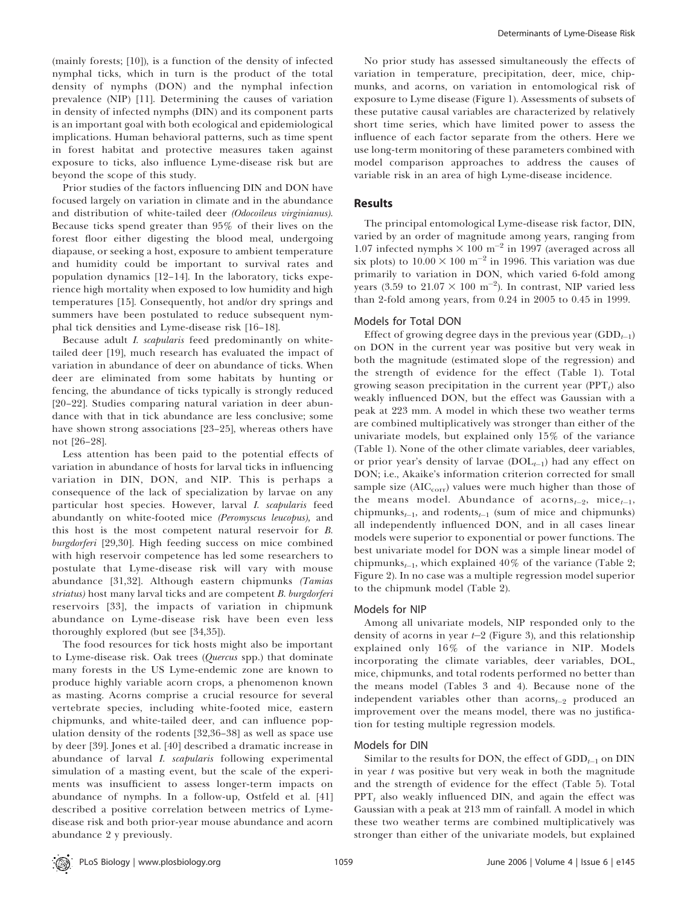(mainly forests; [10]), is a function of the density of infected nymphal ticks, which in turn is the product of the total density of nymphs (DON) and the nymphal infection prevalence (NIP) [11]. Determining the causes of variation in density of infected nymphs (DIN) and its component parts is an important goal with both ecological and epidemiological implications. Human behavioral patterns, such as time spent in forest habitat and protective measures taken against exposure to ticks, also influence Lyme-disease risk but are beyond the scope of this study.

Prior studies of the factors influencing DIN and DON have focused largely on variation in climate and in the abundance and distribution of white-tailed deer *(Odocoileus virginianus)*. Because ticks spend greater than 95% of their lives on the forest floor either digesting the blood meal, undergoing diapause, or seeking a host, exposure to ambient temperature and humidity could be important to survival rates and population dynamics [12–14]. In the laboratory, ticks experience high mortality when exposed to low humidity and high temperatures [15]. Consequently, hot and/or dry springs and summers have been postulated to reduce subsequent nymphal tick densities and Lyme-disease risk [16–18].

Because adult *I. scapularis* feed predominantly on white-tailed deer [19], much research has evaluated the impact of variation in abundance of deer on abundance of ticks. When deer are eliminated from some habitats by hunting or fencing, the abundance of ticks typically is strongly reduced [20–22]. Studies comparing natural variation in deer abundance with that in tick abundance are less conclusive; some have shown strong associations [23–25], whereas others have not [26–28].

Less attention has been paid to the potential effects of variation in abundance of hosts for larval ticks in influencing variation in DIN, DON, and NIP. This is perhaps a consequence of the lack of specialization by larvae on any particular host species. However, larval *I. scapularis* feed abundantly on white-footed mice *(Peromyscus leucopus),* and this host is the most competent natural reservoir for *B. burgdorferi* [29,30]. High feeding success on mice combined with high reservoir competence has led some researchers to postulate that Lyme-disease risk will vary with mouse abundance [31,32]. Although eastern chipmunks *(Tamias striatus)* host many larval ticks and are competent *B. burgdorferi* reservoirs [33], the impacts of variation in chipmunk abundance on Lyme-disease risk have been even less thoroughly explored (but see [34,35]).

The food resources for tick hosts might also be important to Lyme-disease risk. Oak trees (*Quercus* spp.) that dominate many forests in the US Lyme-endemic zone are known to produce highly variable acorn crops, a phenomenon known as masting. Acorns comprise a crucial resource for several vertebrate species, including white-footed mice, eastern chipmunks, and white-tailed deer, and can influence population density of the rodents [32,36–38] as well as space use by deer [39]. Jones et al. [40] described a dramatic increase in abundance of larval *I. scapularis* following experimental simulation of a masting event, but the scale of the experiments was insufficient to assess longer-term impacts on abundance of nymphs. In a follow-up, Ostfeld et al. [41] described a positive correlation between metrics of Lyme-disease risk and both prior-year mouse abundance and acorn abundance 2 y previously.

No prior study has assessed simultaneously the effects of variation in temperature, precipitation, deer, mice, chipmunks, and acorns, on variation in entomological risk of exposure to Lyme disease (Figure 1). Assessments of subsets of these putative causal variables are characterized by relatively short time series, which have limited power to assess the influence of each factor separate from the others. Here we use long-term monitoring of these parameters combined with model comparison approaches to address the causes of variable risk in an area of high Lyme-disease incidence.

## Results

The principal entomological Lyme-disease risk factor, DIN, varied by an order of magnitude among years, ranging from 1.07 infected nymphs $\times$ 100 $m^{-2}$ in 1997 (averaged across all six plots) to $10.00 \times 100$ $m^{-2}$ in 1996. This variation was due primarily to variation in DON, which varied 6-fold among years (3.59 to $21.07 \times 100$ $m^{-2}$). In contrast, NIP varied less than 2-fold among years, from 0.24 in 2005 to 0.45 in 1999.

### Models for Total DON

Effect of growing degree days in the previous year ($GDD_{t-1}$) on DON in the current year was positive but very weak in both the magnitude (estimated slope of the regression) and the strength of evidence for the effect (Table 1). Total growing season precipitation in the current year ($PPT_t$) also weakly influenced DON, but the effect was Gaussian with a peak at 223 mm. A model in which these two weather terms are combined multiplicatively was stronger than either of the univariate models, but explained only 15% of the variance (Table 1). None of the other climate variables, deer variables, or prior year's density of larvae ($DOL_{t-1}$) had any effect on DON; i.e., Akaike's information criterion corrected for small sample size ($AIC_{corr}$) values were much higher than those of the means model. Abundance of $acorns_{t-2}$, $mice_{t-1}$, $chipmunks_{t-1}$, and $rodents_{t-1}$ (sum of mice and chipmunks) all independently influenced DON, and in all cases linear models were superior to exponential or power functions. The best univariate model for DON was a simple linear model of $chipmunks_{t-1}$, which explained 40% of the variance (Table 2; Figure 2). In no case was a multiple regression model superior to the chipmunk model (Table 2).

### Models for NIP

Among all univariate models, NIP responded only to the density of acorns in year $t$–2 (Figure 3), and this relationship explained only 16% of the variance in NIP. Models incorporating the climate variables, deer variables, DOL, mice, chipmunks, and total rodents performed no better than the means model (Tables 3 and 4). Because none of the independent variables other than $acorns_{t-2}$ produced an improvement over the means model, there was no justification for testing multiple regression models.

### Models for DIN

Similar to the results for DON, the effect of $GDD_{t-1}$ on DIN in year $t$ was positive but very weak in both the magnitude and the strength of evidence for the effect (Table 5). Total $PPT_t$ also weakly influenced DIN, and again the effect was Gaussian with a peak at 213 mm of rainfall. A model in which these two weather terms are combined multiplicatively was stronger than either of the univariate models, but explained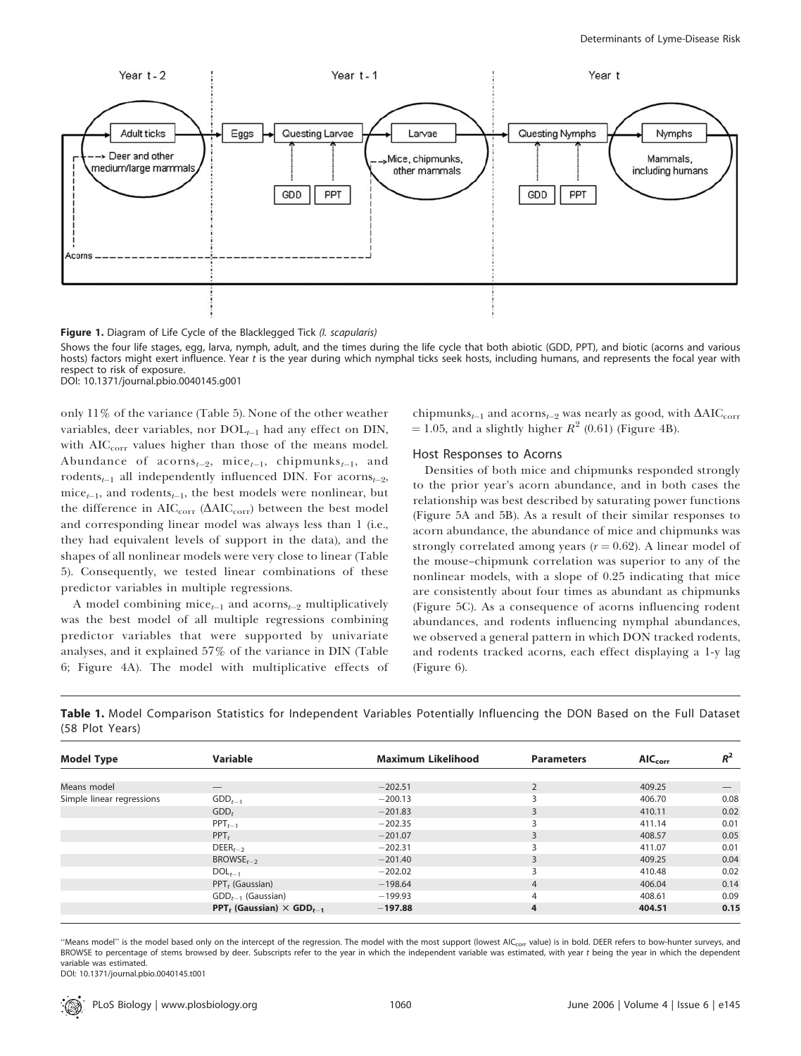**Figure 1.** Diagram of Life Cycle of the Blacklegged Tick *(I. scapularis)*

Shows the four life stages, egg, larva, nymph, adult, and the times during the life cycle that both abiotic (GDD, PPT), and biotic (acorns and various hosts) factors might exert influence. Year *t* is the year during which nymphal ticks seek hosts, including humans, and represents the focal year with respect to risk of exposure.

DOI: 10.1371/journal.pbio.0040145.g001

only 11% of the variance (Table 5). None of the other weather variables, deer variables, nor $DOL_{t-1}$ had any effect on DIN, with $AIC_{corr}$ values higher than those of the means model. Abundance of $acorns_{t-2}$, $mice_{t-1}$, $chipmunks_{t-1}$, and $rodents_{t-1}$ all independently influenced DIN. For $acorns_{t-2}$, $mice_{t-1}$, and $rodents_{t-1}$, the best models were nonlinear, but the difference in $AIC_{corr}$ ($\Delta AIC_{corr}$) between the best model and corresponding linear model was always less than 1 (i.e., they had equivalent levels of support in the data), and the shapes of all nonlinear models were very close to linear (Table 5). Consequently, we tested linear combinations of these predictor variables in multiple regressions.

A model combining $mice_{t-1}$ and $acorns_{t-2}$ multiplicatively was the best model of all multiple regressions combining predictor variables that were supported by univariate analyses, and it explained 57% of the variance in DIN (Table 6; Figure 4A). The model with multiplicative effects of $chipmunks_{t-1}$ and $acorns_{t-2}$ was nearly as good, with $\Delta AIC_{corr} = 1.05$, and a slightly higher $R^2$ (0.61) (Figure 4B).

### Host Responses to Acorns

Densities of both mice and chipmunks responded strongly to the prior year's acorn abundance, and in both cases the relationship was best described by saturating power functions (Figure 5A and 5B). As a result of their similar responses to acorn abundance, the abundance of mice and chipmunks was strongly correlated among years ($r = 0.62$). A linear model of the mouse–chipmunk correlation was superior to any of the nonlinear models, with a slope of 0.25 indicating that mice are consistently about four times as abundant as chipmunks (Figure 5C). As a consequence of acorns influencing rodent abundances, and rodents influencing nymphal abundances, we observed a general pattern in which DON tracked rodents, and rodents tracked acorns, each effect displaying a 1-y lag (Figure 6).

**Table 1.** Model Comparison Statistics for Independent Variables Potentially Influencing the DON Based on the Full Dataset (58 Plot Years)

| Model Type | Variable | Maximum Likelihood | Parameters | $AIC_{corr}$ | $R^2$ |
|---|---|---|---|---|---|
| Means model | — | −202.51 | 2 | 409.25 | — |
| Simple linear regressions | $GDD_{t-1}$ | −200.13 | 3 | 406.70 | 0.08 |
| | $GDD_t$ | −201.83 | 3 | 410.11 | 0.02 |
| | $PPT_{t-1}$ | −202.35 | 3 | 411.14 | 0.01 |
| | $PPT_t$ | −201.07 | 3 | 408.57 | 0.05 |
| | $DEER_{t-2}$ | −202.31 | 3 | 411.07 | 0.01 |
| | $BROWSE_{t-2}$ | −201.40 | 3 | 409.25 | 0.04 |
| | $DOL_{t-1}$ | −202.02 | 3 | 410.48 | 0.02 |
| | $PPT_t$ (Gaussian) | −198.64 | 4 | 406.04 | 0.14 |
| | $GDD_{t-1}$ (Gaussian) | −199.93 | 4 | 408.61 | 0.09 |
| | **$PPT_t$ (Gaussian) × $GDD_{t-1}$** | **−197.88** | **4** | **404.51** | **0.15** |

"Means model" is the model based only on the intercept of the regression. The model with the most support (lowest $AIC_{corr}$ value) is in bold. DEER refers to bow-hunter surveys, and BROWSE to percentage of stems browsed by deer. Subscripts refer to the year in which the independent variable was estimated, with year *t* being the year in which the dependent variable was estimated.

DOI: 10.1371/journal.pbio.0040145.t001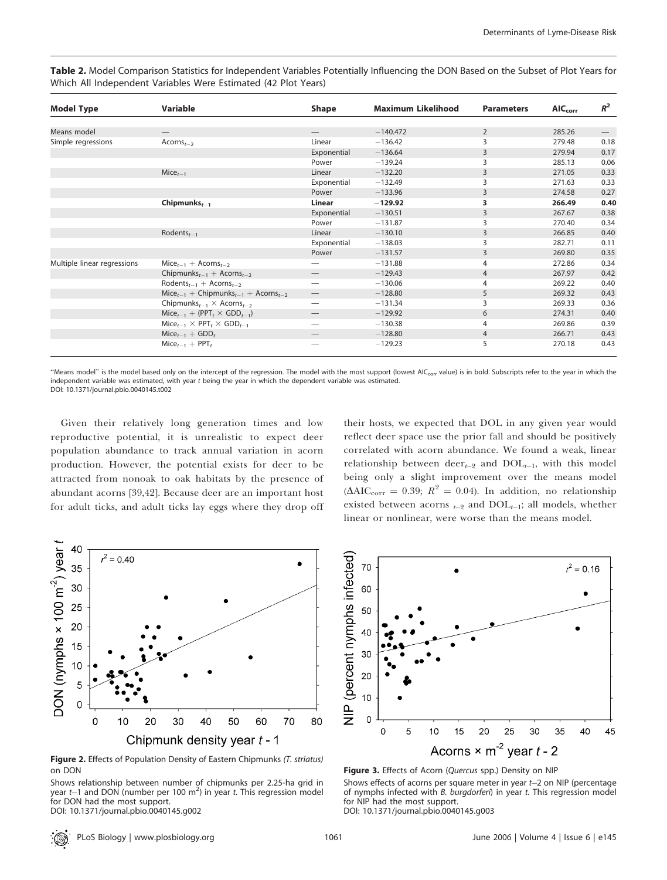**Table 2.** Model Comparison Statistics for Independent Variables Potentially Influencing the DON Based on the Subset of Plot Years for Which All Independent Variables Were Estimated (42 Plot Years)

| Model Type | Variable | Shape | Maximum Likelihood | Parameters | $AIC_{corr}$ | $R^2$ |
|---|---|---|---|---|---|---|
| Means model | — | — | −140.472 | 2 | 285.26 | — |
| Simple regressions | $Acorns_{t-2}$ | Linear | −136.42 | 3 | 279.48 | 0.18 |
| | | Exponential | −136.64 | 3 | 279.94 | 0.17 |
| | | Power | −139.24 | 3 | 285.13 | 0.06 |
| | $Mice_{t-1}$ | Linear | −132.20 | 3 | 271.05 | 0.33 |
| | | Exponential | −132.49 | 3 | 271.63 | 0.33 |
| | | Power | −133.96 | 3 | 274.58 | 0.27 |
| | **$Chipmunks_{t-1}$** | **Linear** | **−129.92** | **3** | **266.49** | **0.40** |
| | | Exponential | −130.51 | 3 | 267.67 | 0.38 |
| | | Power | −131.87 | 3 | 270.40 | 0.34 |
| | $Rodents_{t-1}$ | Linear | −130.10 | 3 | 266.85 | 0.40 |
| | | Exponential | −138.03 | 3 | 282.71 | 0.11 |
| | | Power | −131.57 | 3 | 269.80 | 0.35 |
| Multiple linear regressions | $Mice_{t-1} + Acorns_{t-2}$ | — | −131.88 | 4 | 272.86 | 0.34 |
| | $Chipmunks_{t-1} + Acorns_{t-2}$ | — | −129.43 | 4 | 267.97 | 0.42 |
| | $Rodents_{t-1} + Acorns_{t-2}$ | — | −130.06 | 4 | 269.22 | 0.40 |
| | $Mice_{t-1} + Chipmunks_{t-1} + Acorns_{t-2}$ | — | −128.80 | 5 | 269.32 | 0.43 |
| | $Chipmunks_{t-1} \times Acorns_{t-2}$ | — | −131.34 | 3 | 269.33 | 0.36 |
| | $Mice_{t-1} + (PPT_t \times GDD_{t-1})$ | — | −129.92 | 6 | 274.31 | 0.40 |
| | $Mice_{t-1} \times PPT_t \times GDD_{t-1}$ | — | −130.38 | 4 | 269.86 | 0.39 |
| | $Mice_{t-1} + GDD_t$ | — | −128.80 | 4 | 266.71 | 0.43 |
| | $Mice_{t-1} + PPT_t$ | — | −129.23 | 5 | 270.18 | 0.43 |

"Means model" is the model based only on the intercept of the regression. The model with the most support (lowest $AIC_{corr}$ value) is in bold. Subscripts refer to the year in which the independent variable was estimated, with year $t$ being the year in which the dependent variable was estimated.
DOI: 10.1371/journal.pbio.0040145.t002

Given their relatively long generation times and low reproductive potential, it is unrealistic to expect deer population abundance to track annual variation in acorn production. However, the potential exists for deer to be attracted from nonoak to oak habitats by the presence of abundant acorns [39,42]. Because deer are an important host for adult ticks, and adult ticks lay eggs where they drop off their hosts, we expected that DOL in any given year would reflect deer space use the prior fall and should be positively correlated with acorn abundance. We found a weak, linear relationship between $deer_{t-2}$ and $DOL_{t-1}$, with this model being only a slight improvement over the means model ($\Delta AIC_{corr} = 0.39$; $R^2 = 0.04$). In addition, no relationship existed between $acorns_{t-2}$ and $DOL_{t-1}$; all models, whether linear or nonlinear, were worse than the means model.

**Figure 2.** Effects of Population Density of Eastern Chipmunks *(T. striatus)* on DON

Shows relationship between number of chipmunks per 2.25-ha grid in year $t$–1 and DON (number per 100 $m^2$) in year $t$. This regression model for DON had the most support.
DOI: 10.1371/journal.pbio.0040145.g002

**Figure 3.** Effects of Acorn (*Quercus* spp.) Density on NIP

Shows effects of acorns per square meter in year $t$–2 on NIP (percentage of nymphs infected with *B. burgdorferi*) in year $t$. This regression model for NIP had the most support.
DOI: 10.1371/journal.pbio.0040145.g003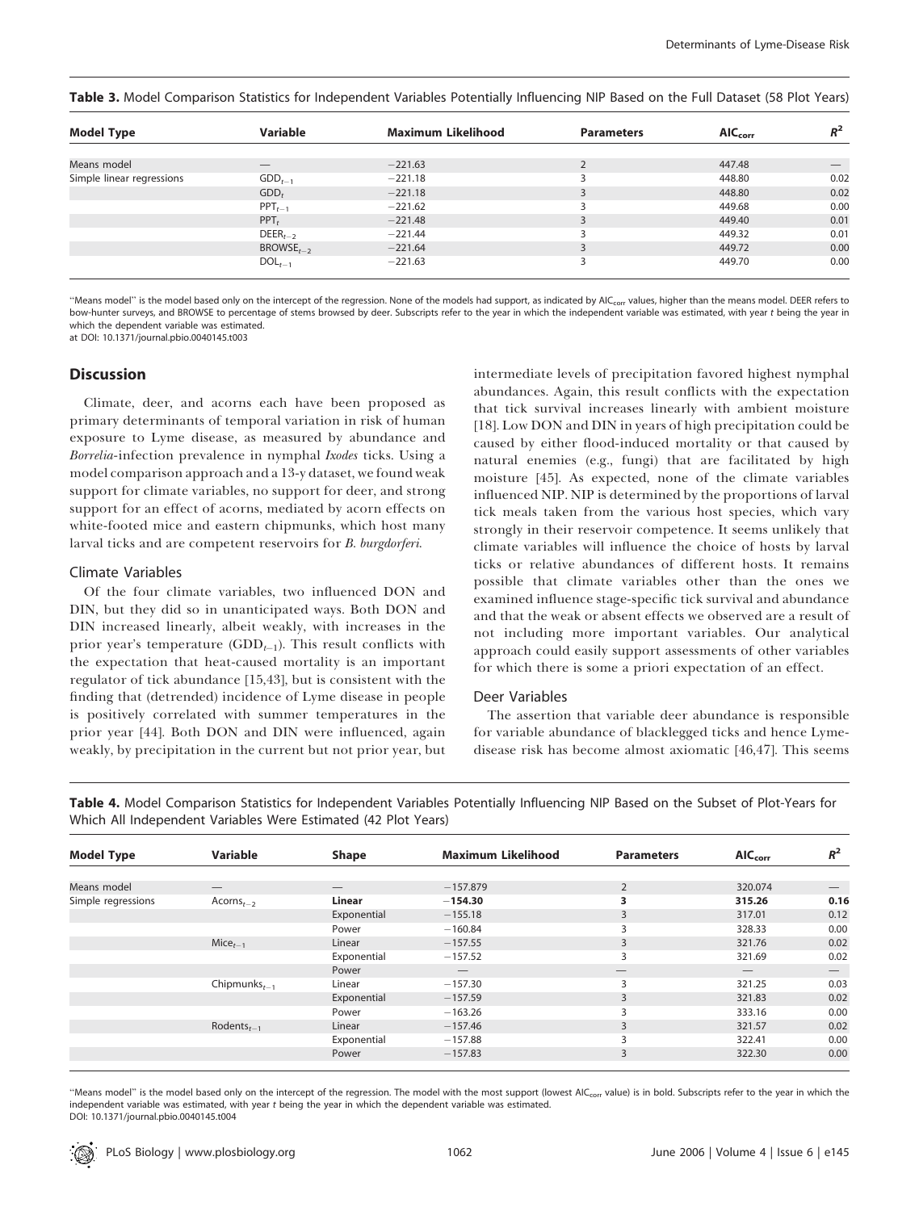**Table 3.** Model Comparison Statistics for Independent Variables Potentially Influencing NIP Based on the Full Dataset (58 Plot Years)

| Model Type | Variable | Maximum Likelihood | Parameters | $AIC_{corr}$ | $R^2$ |
|---|---|---|---|---|---|
| Means model | — | −221.63 | 2 | 447.48 | — |
| Simple linear regressions | $GDD_{t-1}$ | −221.18 | 3 | 448.80 | 0.02 |
| | $GDD_t$ | −221.18 | 3 | 448.80 | 0.02 |
| | $PPT_{t-1}$ | −221.62 | 3 | 449.68 | 0.00 |
| | $PPT_t$ | −221.48 | 3 | 449.40 | 0.01 |
| | $DEER_{t-2}$ | −221.44 | 3 | 449.32 | 0.01 |
| | $BROWSE_{t-2}$ | −221.64 | 3 | 449.72 | 0.00 |
| | $DOL_{t-1}$ | −221.63 | 3 | 449.70 | 0.00 |

"Means model" is the model based only on the intercept of the regression. None of the models had support, as indicated by $AIC_{corr}$ values, higher than the means model. DEER refers to bow-hunter surveys, and BROWSE to percentage of stems browsed by deer. Subscripts refer to the year in which the independent variable was estimated, with year *t* being the year in which the dependent variable was estimated.

at DOI: 10.1371/journal.pbio.0040145.t003

## Discussion

Climate, deer, and acorns each have been proposed as primary determinants of temporal variation in risk of human exposure to Lyme disease, as measured by abundance and *Borrelia*-infection prevalence in nymphal *Ixodes* ticks. Using a model comparison approach and a 13-y dataset, we found weak support for climate variables, no support for deer, and strong support for an effect of acorns, mediated by acorn effects on white-footed mice and eastern chipmunks, which host many larval ticks and are competent reservoirs for *B. burgdorferi*.

### Climate Variables

Of the four climate variables, two influenced DON and DIN, but they did so in unanticipated ways. Both DON and DIN increased linearly, albeit weakly, with increases in the prior year's temperature ($GDD_{t-1}$). This result conflicts with the expectation that heat-caused mortality is an important regulator of tick abundance [15,43], but is consistent with the finding that (detrended) incidence of Lyme disease in people is positively correlated with summer temperatures in the prior year [44]. Both DON and DIN were influenced, again weakly, by precipitation in the current but not prior year, but intermediate levels of precipitation favored highest nymphal abundances. Again, this result conflicts with the expectation that tick survival increases linearly with ambient moisture [18]. Low DON and DIN in years of high precipitation could be caused by either flood-induced mortality or that caused by natural enemies (e.g., fungi) that are facilitated by high moisture [45]. As expected, none of the climate variables influenced NIP. NIP is determined by the proportions of larval tick meals taken from the various host species, which vary strongly in their reservoir competence. It seems unlikely that climate variables will influence the choice of hosts by larval ticks or relative abundances of different hosts. It remains possible that climate variables other than the ones we examined influence stage-specific tick survival and abundance and that the weak or absent effects we observed are a result of not including more important variables. Our analytical approach could easily support assessments of other variables for which there is some a priori expectation of an effect.

### Deer Variables

The assertion that variable deer abundance is responsible for variable abundance of blacklegged ticks and hence Lyme-disease risk has become almost axiomatic [46,47]. This seems

**Table 4.** Model Comparison Statistics for Independent Variables Potentially Influencing NIP Based on the Subset of Plot-Years for Which All Independent Variables Were Estimated (42 Plot Years)

| Model Type | Variable | Shape | Maximum Likelihood | Parameters | $AIC_{corr}$ | $R^2$ |
|---|---|---|---|---|---|---|
| Means model | — | — | −157.879 | 2 | 320.074 | — |
| Simple regressions | $Acorns_{t-2}$ | **Linear** | **−154.30** | **3** | **315.26** | **0.16** |
| | | Exponential | −155.18 | 3 | 317.01 | 0.12 |
| | | Power | −160.84 | 3 | 328.33 | 0.00 |
| | $Mice_{t-1}$ | Linear | −157.55 | 3 | 321.76 | 0.02 |
| | | Exponential | −157.52 | 3 | 321.69 | 0.02 |
| | | Power | — | — | — | — |
| | $Chipmunks_{t-1}$ | Linear | −157.30 | 3 | 321.25 | 0.03 |
| | | Exponential | −157.59 | 3 | 321.83 | 0.02 |
| | | Power | −163.26 | 3 | 333.16 | 0.00 |
| | $Rodents_{t-1}$ | Linear | −157.46 | 3 | 321.57 | 0.02 |
| | | Exponential | −157.88 | 3 | 322.41 | 0.00 |
| | | Power | −157.83 | 3 | 322.30 | 0.00 |

"Means model" is the model based only on the intercept of the regression. The model with the most support (lowest $AIC_{corr}$ value) is in bold. Subscripts refer to the year in which the independent variable was estimated, with year *t* being the year in which the dependent variable was estimated.

DOI: 10.1371/journal.pbio.0040145.t004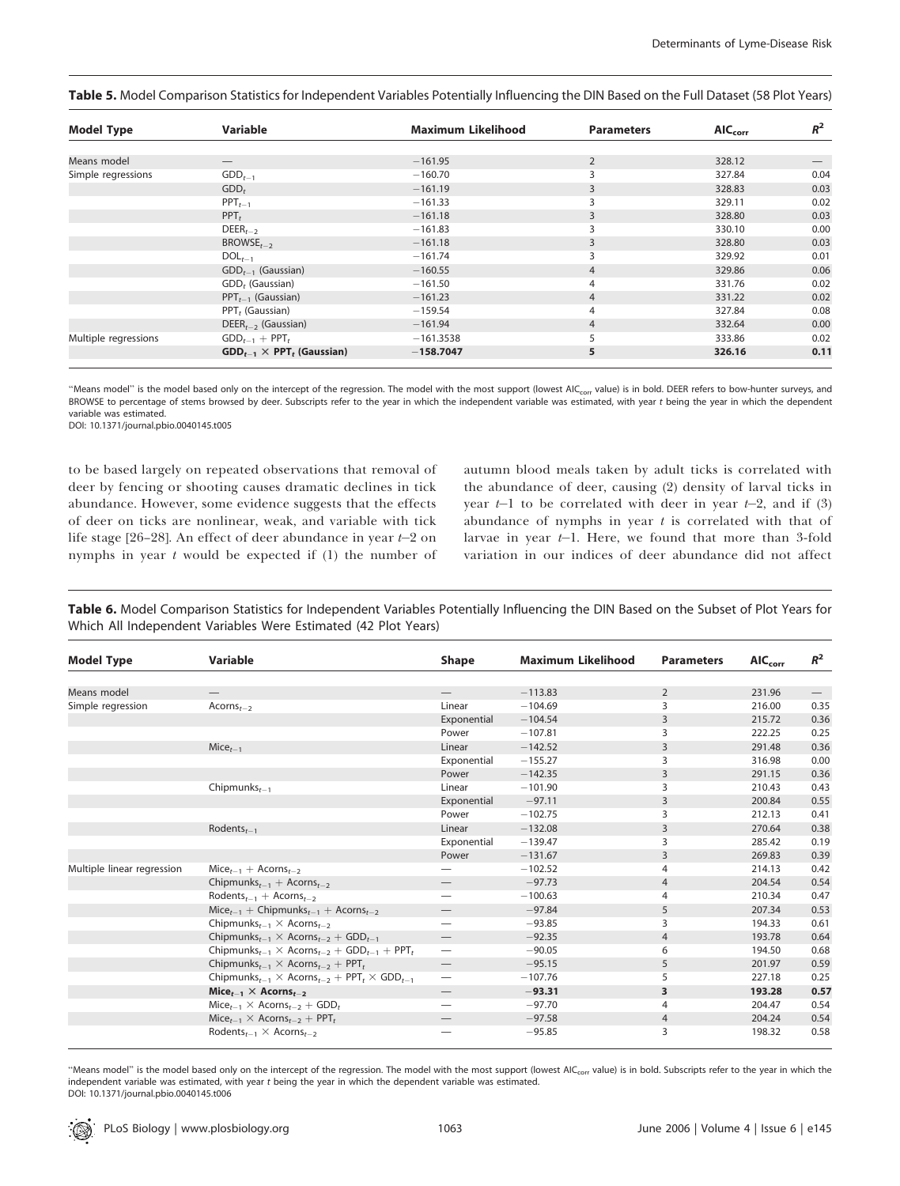**Table 5.** Model Comparison Statistics for Independent Variables Potentially Influencing the DIN Based on the Full Dataset (58 Plot Years)

| Model Type | Variable | Maximum Likelihood | Parameters | $AIC_{corr}$ | $R^2$ |
|---|---|---|---|---|---|
| Means model | — | −161.95 | 2 | 328.12 | — |
| Simple regressions | $GDD_{t-1}$ | −160.70 | 3 | 327.84 | 0.04 |
| | $GDD_t$ | −161.19 | 3 | 328.83 | 0.03 |
| | $PPT_{t-1}$ | −161.33 | 3 | 329.11 | 0.02 |
| | $PPT_t$ | −161.18 | 3 | 328.80 | 0.03 |
| | $DEER_{t-2}$ | −161.83 | 3 | 330.10 | 0.00 |
| | $BROWSE_{t-2}$ | −161.18 | 3 | 328.80 | 0.03 |
| | $DOL_{t-1}$ | −161.74 | 3 | 329.92 | 0.01 |
| | $GDD_{t-1}$ (Gaussian) | −160.55 | 4 | 329.86 | 0.06 |
| | $GDD_t$ (Gaussian) | −161.50 | 4 | 331.76 | 0.02 |
| | $PPT_{t-1}$ (Gaussian) | −161.23 | 4 | 331.22 | 0.02 |
| | $PPT_t$ (Gaussian) | −159.54 | 4 | 327.84 | 0.08 |
| | $DEER_{t-2}$ (Gaussian) | −161.94 | 4 | 332.64 | 0.00 |
| Multiple regressions | $GDD_{t-1} + PPT_t$ | −161.3538 | 5 | 333.86 | 0.02 |
| | **$GDD_{t-1} \times PPT_t$ (Gaussian)** | **−158.7047** | **5** | **326.16** | **0.11** |

"Means model" is the model based only on the intercept of the regression. The model with the most support (lowest $AIC_{corr}$ value) is in bold. DEER refers to bow-hunter surveys, and BROWSE to percentage of stems browsed by deer. Subscripts refer to the year in which the independent variable was estimated, with year *t* being the year in which the dependent variable was estimated.
DOI: 10.1371/journal.pbio.0040145.t005

to be based largely on repeated observations that removal of deer by fencing or shooting causes dramatic declines in tick abundance. However, some evidence suggests that the effects of deer on ticks are nonlinear, weak, and variable with tick life stage [26–28]. An effect of deer abundance in year $t$–2 on nymphs in year $t$ would be expected if (1) the number of autumn blood meals taken by adult ticks is correlated with the abundance of deer, causing (2) density of larval ticks in year $t$–1 to be correlated with deer in year $t$–2, and if (3) abundance of nymphs in year $t$ is correlated with that of larvae in year $t$–1. Here, we found that more than 3-fold variation in our indices of deer abundance did not affect

**Table 6.** Model Comparison Statistics for Independent Variables Potentially Influencing the DIN Based on the Subset of Plot Years for Which All Independent Variables Were Estimated (42 Plot Years)

| Model Type | Variable | Shape | Maximum Likelihood | Parameters | $AIC_{corr}$ | $R^2$ |
|---|---|---|---|---|---|---|
| Means model | — | — | −113.83 | 2 | 231.96 | — |
| Simple regression | $Acorns_{t-2}$ | Linear | −104.69 | 3 | 216.00 | 0.35 |
| | | Exponential | −104.54 | 3 | 215.72 | 0.36 |
| | | Power | −107.81 | 3 | 222.25 | 0.25 |
| | $Mice_{t-1}$ | Linear | −142.52 | 3 | 291.48 | 0.36 |
| | | Exponential | −155.27 | 3 | 316.98 | 0.00 |
| | | Power | −142.35 | 3 | 291.15 | 0.36 |
| | $Chipmunks_{t-1}$ | Linear | −101.90 | 3 | 210.43 | 0.43 |
| | | Exponential | −97.11 | 3 | 200.84 | 0.55 |
| | | Power | −102.75 | 3 | 212.13 | 0.41 |
| | $Rodents_{t-1}$ | Linear | −132.08 | 3 | 270.64 | 0.38 |
| | | Exponential | −139.47 | 3 | 285.42 | 0.19 |
| | | Power | −131.67 | 3 | 269.83 | 0.39 |
| Multiple linear regression | $Mice_{t-1} + Acorns_{t-2}$ | — | −102.52 | 4 | 214.13 | 0.42 |
| | $Chipmunks_{t-1} + Acorns_{t-2}$ | — | −97.73 | 4 | 204.54 | 0.54 |
| | $Rodents_{t-1} + Acorns_{t-2}$ | — | −100.63 | 4 | 210.34 | 0.47 |
| | $Mice_{t-1} + Chipmunks_{t-1} + Acorns_{t-2}$ | — | −97.84 | 5 | 207.34 | 0.53 |
| | $Chipmunks_{t-1} \times Acorns_{t-2}$ | — | −93.85 | 3 | 194.33 | 0.61 |
| | $Chipmunks_{t-1} \times Acorns_{t-2} + GDD_{t-1}$ | — | −92.35 | 4 | 193.78 | 0.64 |
| | $Chipmunks_{t-1} \times Acorns_{t-2} + GDD_{t-1} + PPT_t$ | — | −90.05 | 6 | 194.50 | 0.68 |
| | $Chipmunks_{t-1} \times Acorns_{t-2} + PPT_t$ | — | −95.15 | 5 | 201.97 | 0.59 |
| | $Chipmunks_{t-1} \times Acorns_{t-2} + PPT_t \times GDD_{t-1}$ | — | −107.76 | 5 | 227.18 | 0.25 |
| | **$Mice_{t-1} \times Acorns_{t-2}$** | — | **−93.31** | **3** | **193.28** | **0.57** |
| | $Mice_{t-1} \times Acorns_{t-2} + GDD_t$ | — | −97.70 | 4 | 204.47 | 0.54 |
| | $Mice_{t-1} \times Acorns_{t-2} + PPT_t$ | — | −97.58 | 4 | 204.24 | 0.54 |
| | $Rodents_{t-1} \times Acorns_{t-2}$ | — | −95.85 | 3 | 198.32 | 0.58 |

"Means model" is the model based only on the intercept of the regression. The model with the most support (lowest $AIC_{corr}$ value) is in bold. Subscripts refer to the year in which the independent variable was estimated, with year *t* being the year in which the dependent variable was estimated.
DOI: 10.1371/journal.pbio.0040145.t006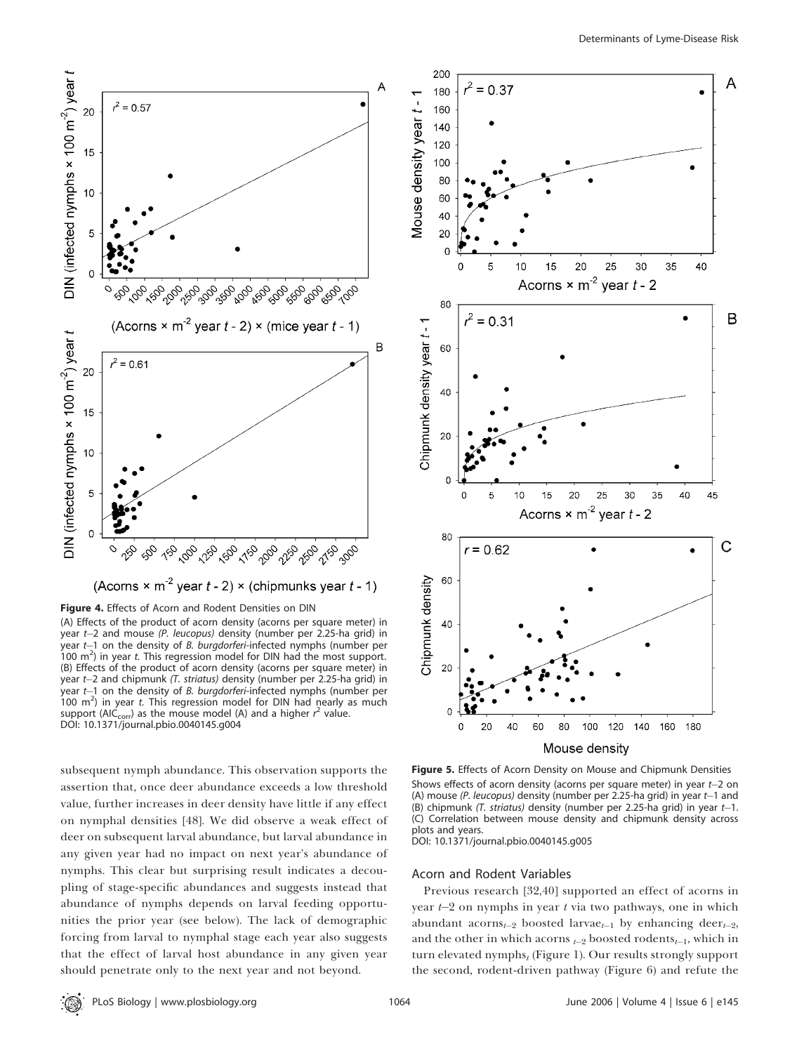**Figure 4.** Effects of Acorn and Rodent Densities on DIN

(A) Effects of the product of acorn density (acorns per square meter) in year $t$–2 and mouse (*P. leucopus*) density (number per 2.25-ha grid) in year $t$–1 on the density of *B. burgdorferi*-infected nymphs (number per 100 $m^2$) in year $t$. This regression model for DIN had the most support. (B) Effects of the product of acorn density (acorns per square meter) in year $t$–2 and chipmunk (*T. striatus*) density (number per 2.25-ha grid) in year $t$–1 on the density of *B. burgdorferi*-infected nymphs (number per 100 $m^2$) in year $t$. This regression model for DIN had nearly as much support ($AIC_{corr}$) as the mouse model (A) and a higher $r^2$ value.

DOI: 10.1371/journal.pbio.0040145.g004

**Figure 5.** Effects of Acorn Density on Mouse and Chipmunk Densities

Shows effects of acorn density (acorns per square meter) in year $t$–2 on (A) mouse (*P. leucopus*) density (number per 2.25-ha grid) in year $t$–1 and (B) chipmunk (*T. striatus*) density (number per 2.25-ha grid) in year $t$–1. (C) Correlation between mouse density and chipmunk density across plots and years.

DOI: 10.1371/journal.pbio.0040145.g005

subsequent nymph abundance. This observation supports the assertion that, once deer abundance exceeds a low threshold value, further increases in deer density have little if any effect on nymphal densities [48]. We did observe a weak effect of deer on subsequent larval abundance, but larval abundance in any given year had no impact on next year's abundance of nymphs. This clear but surprising result indicates a decoupling of stage-specific abundances and suggests instead that abundance of nymphs depends on larval feeding opportunities the prior year (see below). The lack of demographic forcing from larval to nymphal stage each year also suggests that the effect of larval host abundance in any given year should penetrate only to the next year and not beyond.

### Acorn and Rodent Variables

Previous research [32,40] supported an effect of acorns in year $t$–2 on nymphs in year $t$ via two pathways, one in which abundant $acorns_{t-2}$ boosted $larvae_{t-1}$ by enhancing $deer_{t-2}$, and the other in which $acorns_{t-2}$ boosted $rodents_{t-1}$, which in turn elevated $nymphs_t$ (Figure 1). Our results strongly support the second, rodent-driven pathway (Figure 6) and refute the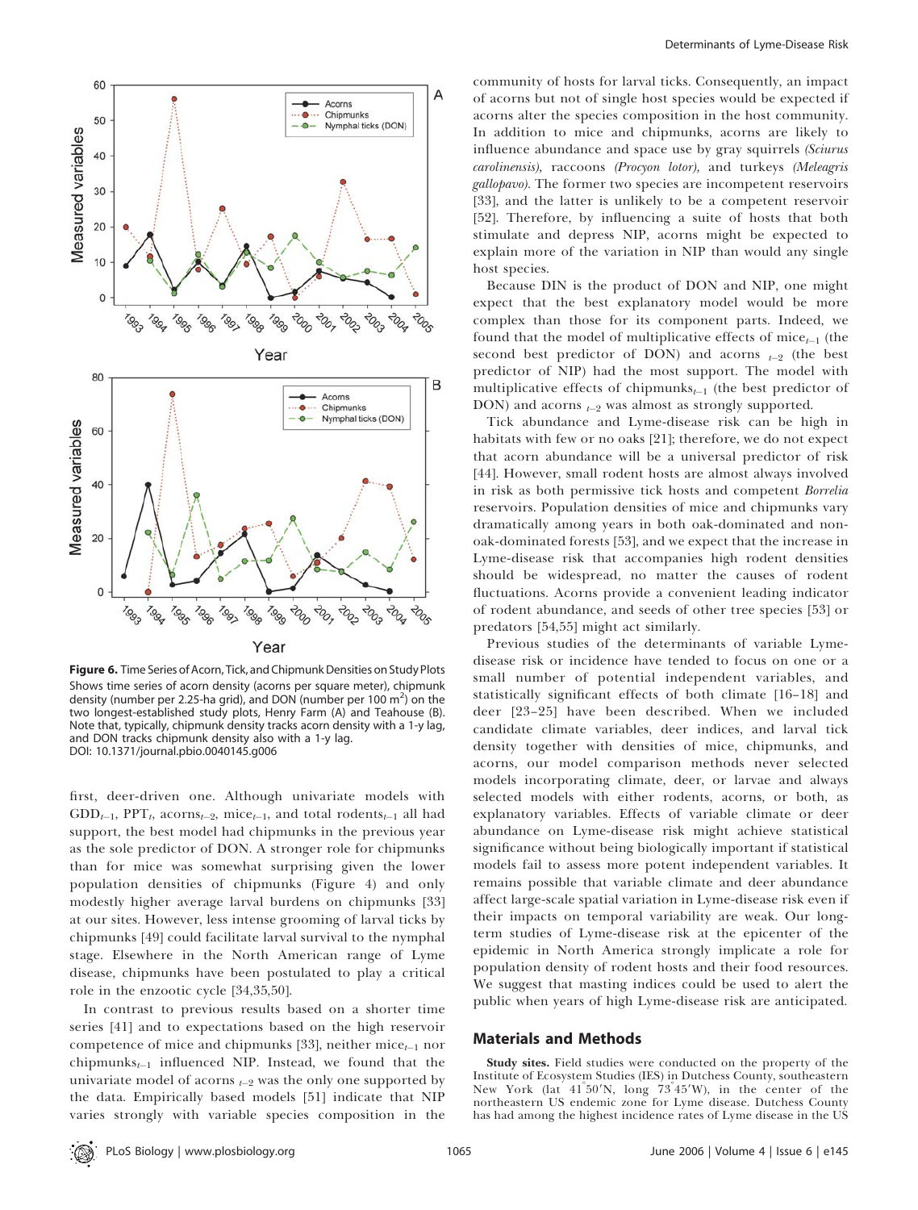**Figure 6.** Time Series of Acorn, Tick, and Chipmunk Densities on Study Plots

Shows time series of acorn density (acorns per square meter), chipmunk density (number per 2.25-ha grid), and DON (number per 100 m$^2$) on the two longest-established study plots, Henry Farm (A) and Teahouse (B). Note that, typically, chipmunk density tracks acorn density with a 1-y lag, and DON tracks chipmunk density also with a 1-y lag.

DOI: 10.1371/journal.pbio.0040145.g006

first, deer-driven one. Although univariate models with $GDD_{t-1}$, $PPT_t$, $acorns_{t-2}$, $mice_{t-1}$, and total $rodents_{t-1}$ all had support, the best model had chipmunks in the previous year as the sole predictor of DON. A stronger role for chipmunks than for mice was somewhat surprising given the lower population densities of chipmunks (Figure 4) and only modestly higher average larval burdens on chipmunks [33] at our sites. However, less intense grooming of larval ticks by chipmunks [49] could facilitate larval survival to the nymphal stage. Elsewhere in the North American range of Lyme disease, chipmunks have been postulated to play a critical role in the enzootic cycle [34,35,50].

In contrast to previous results based on a shorter time series [41] and to expectations based on the high reservoir competence of mice and chipmunks [33], neither $mice_{t-1}$ nor $chipmunks_{t-1}$ influenced NIP. Instead, we found that the univariate model of $acorns_{t-2}$ was the only one supported by the data. Empirically based models [51] indicate that NIP varies strongly with variable species composition in the community of hosts for larval ticks. Consequently, an impact of acorns but not of single host species would be expected if acorns alter the species composition in the host community. In addition to mice and chipmunks, acorns are likely to influence abundance and space use by gray squirrels (*Sciurus carolinensis*), raccoons (*Procyon lotor*), and turkeys (*Meleagris gallopavo*). The former two species are incompetent reservoirs [33], and the latter is unlikely to be a competent reservoir [52]. Therefore, by influencing a suite of hosts that both stimulate and depress NIP, acorns might be expected to explain more of the variation in NIP than would any single host species.

Because DIN is the product of DON and NIP, one might expect that the best explanatory model would be more complex than those for its component parts. Indeed, we found that the model of multiplicative effects of $mice_{t-1}$ (the second best predictor of DON) and $acorns_{t-2}$ (the best predictor of NIP) had the most support. The model with multiplicative effects of $chipmunks_{t-1}$ (the best predictor of DON) and $acorns_{t-2}$ was almost as strongly supported.

Tick abundance and Lyme-disease risk can be high in habitats with few or no oaks [21]; therefore, we do not expect that acorn abundance will be a universal predictor of risk [44]. However, small rodent hosts are almost always involved in risk as both permissive tick hosts and competent *Borrelia* reservoirs. Population densities of mice and chipmunks vary dramatically among years in both oak-dominated and non-oak-dominated forests [53], and we expect that the increase in Lyme-disease risk that accompanies high rodent densities should be widespread, no matter the causes of rodent fluctuations. Acorns provide a convenient leading indicator of rodent abundance, and seeds of other tree species [53] or predators [54,55] might act similarly.

Previous studies of the determinants of variable Lyme-disease risk or incidence have tended to focus on one or a small number of potential independent variables, and statistically significant effects of both climate [16–18] and deer [23–25] have been described. When we included candidate climate variables, deer indices, and larval tick density together with densities of mice, chipmunks, and acorns, our model comparison methods never selected models incorporating climate, deer, or larvae and always selected models with either rodents, acorns, or both, as explanatory variables. Effects of variable climate or deer abundance on Lyme-disease risk might achieve statistical significance without being biologically important if statistical models fail to assess more potent independent variables. It remains possible that variable climate and deer abundance affect large-scale spatial variation in Lyme-disease risk even if their impacts on temporal variability are weak. Our long-term studies of Lyme-disease risk at the epicenter of the epidemic in North America strongly implicate a role for population density of rodent hosts and their food resources. We suggest that masting indices could be used to alert the public when years of high Lyme-disease risk are anticipated.

## Materials and Methods

**Study sites.** Field studies were conducted on the property of the Institute of Ecosystem Studies (IES) in Dutchess County, southeastern New York (lat 41°50′N, long 73°45′W), in the center of the northeastern US endemic zone for Lyme disease. Dutchess County has had among the highest incidence rates of Lyme disease in the US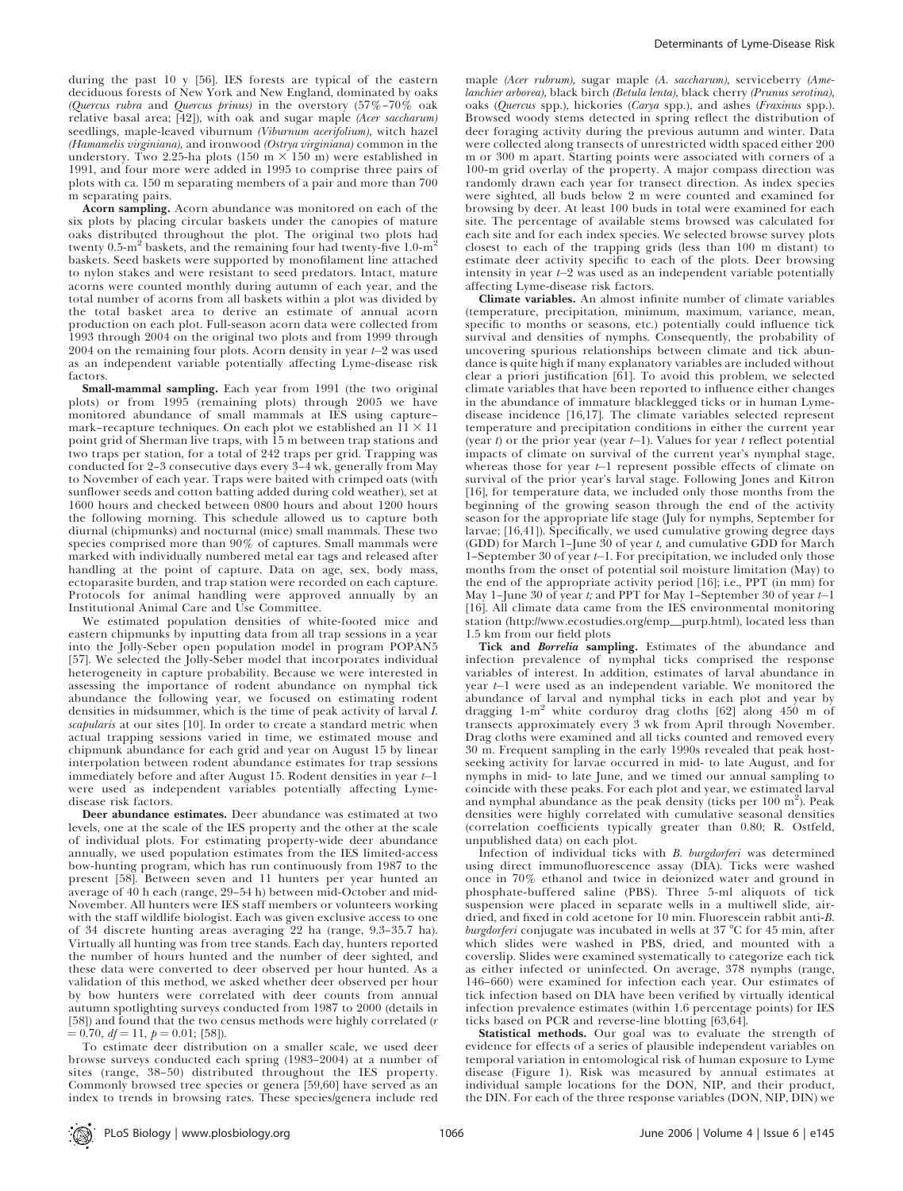during the past 10 y [56]. IES forests are typical of the eastern deciduous forests of New York and New England, dominated by oaks (*Quercus rubra* and *Quercus prinus*) in the overstory (57%–70% oak relative basal area; [42]), with oak and sugar maple (*Acer saccharum*) seedlings, maple-leaved viburnum (*Viburnum acerifolium*), witch hazel (*Hamamelis virginiana*), and ironwood (*Ostrya virginiana*) common in the understory. Two 2.25-ha plots (150 m × 150 m) were established in 1991, and four more were added in 1995 to comprise three pairs of plots with ca. 150 m separating members of a pair and more than 700 m separating pairs.

**Acorn sampling.** Acorn abundance was monitored on each of the six plots by placing circular baskets under the canopies of mature oaks distributed throughout the plot. The original two plots had twenty 0.5-$m^2$ baskets, and the remaining four had twenty-five 1.0-$m^2$ baskets. Seed baskets were supported by monofilament line attached to nylon stakes and were resistant to seed predators. Intact, mature acorns were counted monthly during autumn of each year, and the total number of acorns from all baskets within a plot was divided by the total basket area to derive an estimate of annual acorn production on each plot. Full-season acorn data were collected from 1993 through 2004 on the original two plots and from 1999 through 2004 on the remaining four plots. Acorn density in year $t$–2 was used as an independent variable potentially affecting Lyme-disease risk factors.

**Small-mammal sampling.** Each year from 1991 (the two original plots) or from 1995 (remaining plots) through 2005 we have monitored abundance of small mammals at IES using capture–mark–recapture techniques. On each plot we established an 11 × 11 point grid of Sherman live traps, with 15 m between trap stations and two traps per station, for a total of 242 traps per grid. Trapping was conducted for 2–3 consecutive days every 3–4 wk, generally from May to November of each year. Traps were baited with crimped oats (with sunflower seeds and cotton batting added during cold weather), set at 1600 hours and checked between 0800 hours and about 1200 hours the following morning. This schedule allowed us to capture both diurnal (chipmunks) and nocturnal (mice) small mammals. These two species comprised more than 90% of captures. Small mammals were marked with individually numbered metal ear tags and released after handling at the point of capture. Data on age, sex, body mass, ectoparasite burden, and trap station were recorded on each capture. Protocols for animal handling were approved annually by an Institutional Animal Care and Use Committee.

We estimated population densities of white-footed mice and eastern chipmunks by inputting data from all trap sessions in a year into the Jolly-Seber open population model in program POPAN5 [57]. We selected the Jolly-Seber model that incorporates individual heterogeneity in capture probability. Because we were interested in assessing the importance of rodent abundance on nymphal tick abundance the following year, we focused on estimating rodent densities in midsummer, which is the time of peak activity of larval *I. scapularis* at our sites [10]. In order to create a standard metric when actual trapping sessions varied in time, we estimated mouse and chipmunk abundance for each grid and year on August 15 by linear interpolation between rodent abundance estimates for trap sessions immediately before and after August 15. Rodent densities in year $t$–1 were used as independent variables potentially affecting Lyme-disease risk factors.

**Deer abundance estimates.** Deer abundance was estimated at two levels, one at the scale of the IES property and the other at the scale of individual plots. For estimating property-wide deer abundance annually, we used population estimates from the IES limited-access bow-hunting program, which has run continuously from 1987 to the present [58]. Between seven and 11 hunters per year hunted an average of 40 h each (range, 29–54 h) between mid-October and mid-November. All hunters were IES staff members or volunteers working with the staff wildlife biologist. Each was given exclusive access to one of 34 discrete hunting areas averaging 22 ha (range, 9.3–35.7 ha). Virtually all hunting was from tree stands. Each day, hunters reported the number of hours hunted and the number of deer sighted, and these data were converted to deer observed per hour hunted. As a validation of this method, we asked whether deer observed per hour by bow hunters were correlated with deer counts from annual autumn spotlighting surveys conducted from 1987 to 2000 (details in [58]) and found that the two census methods were highly correlated ($r = 0.70$, $df = 11$, $p = 0.01$; [58]).

To estimate deer distribution on a smaller scale, we used deer browse surveys conducted each spring (1983–2004) at a number of sites (range, 38–50) distributed throughout the IES property. Commonly browsed tree species or genera [59,60] have served as an index to trends in browsing rates. These species/genera include red maple (*Acer rubrum*), sugar maple (*A. saccharum*), serviceberry (*Amelanchier arborea*), black birch (*Betula lenta*), black cherry (*Prunus serotina*), oaks (*Quercus* spp.), hickories (*Carya* spp.), and ashes (*Fraxinus* spp.). Browsed woody stems detected in spring reflect the distribution of deer foraging activity during the previous autumn and winter. Data were collected along transects of unrestricted width spaced either 200 m or 300 m apart. Starting points were associated with corners of a 100-m grid overlay of the property. A major compass direction was randomly drawn each year for transect direction. As index species were sighted, all buds below 2 m were counted and examined for browsing by deer. At least 100 buds in total were examined for each site. The percentage of available stems browsed was calculated for each site and for each index species. We selected browse survey plots closest to each of the trapping grids (less than 100 m distant) to estimate deer activity specific to each of the plots. Deer browsing intensity in year $t$–2 was used as an independent variable potentially affecting Lyme-disease risk factors.

**Climate variables.** An almost infinite number of climate variables (temperature, precipitation, minimum, maximum, variance, mean, specific to months or seasons, etc.) potentially could influence tick survival and densities of nymphs. Consequently, the probability of uncovering spurious relationships between climate and tick abundance is quite high if many explanatory variables are included without clear a priori justification [61]. To avoid this problem, we selected climate variables that have been reported to influence either changes in the abundance of immature blacklegged ticks or in human Lyme-disease incidence [16,17]. The climate variables selected represent temperature and precipitation conditions in either the current year (year $t$) or the prior year (year $t$–1). Values for year $t$ reflect potential impacts of climate on survival of the current year's nymphal stage, whereas those for year $t$–1 represent possible effects of climate on survival of the prior year's larval stage. Following Jones and Kitron [16], for temperature data, we included only those months from the beginning of the growing season through the end of the activity season for the appropriate life stage (July for nymphs, September for larvae; [16,41]). Specifically, we used cumulative growing degree days (GDD) for March 1–June 30 of year $t$, and cumulative GDD for March 1–September 30 of year $t$–1. For precipitation, we included only those months from the onset of potential soil moisture limitation (May) to the end of the appropriate activity period [16]; i.e., PPT (in mm) for May 1–June 30 of year $t$; and PPT for May 1–September 30 of year $t$–1 [16]. All climate data came from the IES environmental monitoring station (http://www.ecostudies.org/emp_purp.html), located less than 1.5 km from our field plots

**Tick and *Borrelia* sampling.** Estimates of the abundance and infection prevalence of nymphal ticks comprised the response variables of interest. In addition, estimates of larval abundance in year $t$–1 were used as an independent variable. We monitored the abundance of larval and nymphal ticks in each plot and year by dragging 1-$m^2$ white corduroy drag cloths [62] along 450 m of transects approximately every 3 wk from April through November. Drag cloths were examined and all ticks counted and removed every 30 m. Frequent sampling in the early 1990s revealed that peak host-seeking activity for larvae occurred in mid- to late August, and for nymphs in mid- to late June, and we timed our annual sampling to coincide with these peaks. For each plot and year, we estimated larval and nymphal abundance as the peak density (ticks per 100 $m^2$). Peak densities were highly correlated with cumulative seasonal densities (correlation coefficients typically greater than 0.80; R. Ostfeld, unpublished data) on each plot.

Infection of individual ticks with *B. burgdorferi* was determined using direct immunofluorescence assay (DIA). Ticks were washed once in 70% ethanol and twice in deionized water and ground in phosphate-buffered saline (PBS). Three 5-ml aliquots of tick suspension were placed in separate wells in a multiwell slide, air-dried, and fixed in cold acetone for 10 min. Fluorescein rabbit anti-*B. burgdorferi* conjugate was incubated in wells at 37 °C for 45 min, after which slides were washed in PBS, dried, and mounted with a coverslip. Slides were examined systematically to categorize each tick as either infected or uninfected. On average, 378 nymphs (range, 146–660) were examined for infection each year. Our estimates of tick infection based on DIA have been verified by virtually identical infection prevalence estimates (within 1.6 percentage points) for IES ticks based on PCR and reverse-line blotting [63,64].

**Statistical methods.** Our goal was to evaluate the strength of evidence for effects of a series of plausible independent variables on temporal variation in entomological risk of human exposure to Lyme disease (Figure 1). Risk was measured by annual estimates at individual sample locations for the DON, NIP, and their product, the DIN. For each of the three response variables (DON, NIP, DIN) we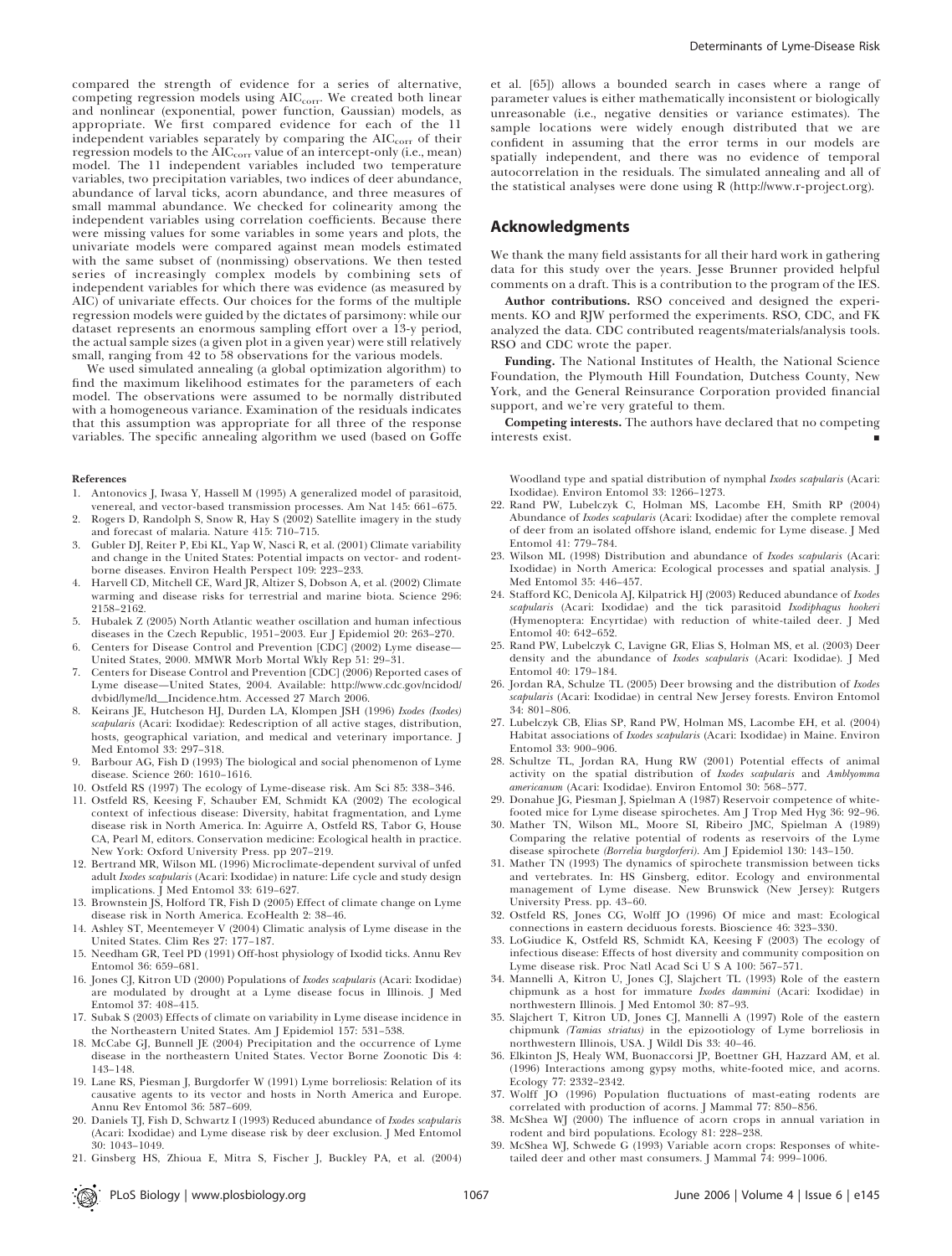compared the strength of evidence for a series of alternative, competing regression models using $AIC_{corr}$. We created both linear and nonlinear (exponential, power function, Gaussian) models, as appropriate. We first compared evidence for each of the 11 independent variables separately by comparing the $AIC_{corr}$ of their regression models to the $AIC_{corr}$ value of an intercept-only (i.e., mean) model. The 11 independent variables included two temperature variables, two precipitation variables, two indices of deer abundance, abundance of larval ticks, acorn abundance, and three measures of small mammal abundance. We checked for colinearity among the independent variables using correlation coefficients. Because there were missing values for some variables in some years and plots, the univariate models were compared against mean models estimated with the same subset of (nonmissing) observations. We then tested series of increasingly complex models by combining sets of independent variables for which there was evidence (as measured by AIC) of univariate effects. Our choices for the forms of the multiple regression models were guided by the dictates of parsimony: while our dataset represents an enormous sampling effort over a 13-y period, the actual sample sizes (a given plot in a given year) were still relatively small, ranging from 42 to 58 observations for the various models.

We used simulated annealing (a global optimization algorithm) to find the maximum likelihood estimates for the parameters of each model. The observations were assumed to be normally distributed with a homogeneous variance. Examination of the residuals indicates that this assumption was appropriate for all three of the response variables. The specific annealing algorithm we used (based on Goffe et al. [65]) allows a bounded search in cases where a range of parameter values is either mathematically inconsistent or biologically unreasonable (i.e., negative densities or variance estimates). The sample locations were widely enough distributed that we are confident in assuming that the error terms in our models are spatially independent, and there was no evidence of temporal autocorrelation in the residuals. The simulated annealing and all of the statistical analyses were done using R (http://www.r-project.org).

## Acknowledgments

We thank the many field assistants for all their hard work in gathering data for this study over the years. Jesse Brunner provided helpful comments on a draft. This is a contribution to the program of the IES.

**Author contributions.** RSO conceived and designed the experiments. KO and RJW performed the experiments. RSO, CDC, and FK analyzed the data. CDC contributed reagents/materials/analysis tools. RSO and CDC wrote the paper.

**Funding.** The National Institutes of Health, the National Science Foundation, the Plymouth Hill Foundation, Dutchess County, New York, and the General Reinsurance Corporation provided financial support, and we're very grateful to them.

**Competing interests.** The authors have declared that no competing interests exist.

### References

1. Antonovics J, Iwasa Y, Hassell M (1995) A generalized model of parasitoid, venereal, and vector-based transmission processes. Am Nat 145: 661–675.
2. Rogers D, Randolph S, Snow R, Hay S (2002) Satellite imagery in the study and forecast of malaria. Nature 415: 710–715.
3. Gubler DJ, Reiter P, Ebi KL, Yap W, Nasci R, et al. (2001) Climate variability and change in the United States: Potential impacts on vector- and rodent-borne diseases. Environ Health Perspect 109: 223–233.
4. Harvell CD, Mitchell CE, Ward JR, Altizer S, Dobson A, et al. (2002) Climate warming and disease risks for terrestrial and marine biota. Science 296: 2158–2162.
5. Hubalek Z (2005) North Atlantic weather oscillation and human infectious diseases in the Czech Republic, 1951–2003. Eur J Epidemiol 20: 263–270.
6. Centers for Disease Control and Prevention [CDC] (2002) Lyme disease—United States, 2000. MMWR Morb Mortal Wkly Rep 51: 29–31.
7. Centers for Disease Control and Prevention [CDC] (2006) Reported cases of Lyme disease—United States, 2004. Available: http://www.cdc.gov/ncidod/dvbid/lyme/ld__Incidence.htm. Accessed 27 March 2006.
8. Keirans JE, Hutcheson HJ, Durden LA, Klompen JSH (1996) *Ixodes (Ixodes) scapularis* (Acari: Ixodidae): Redescription of all active stages, distribution, hosts, geographical variation, and medical and veterinary importance. J Med Entomol 33: 297–318.
9. Barbour AG, Fish D (1993) The biological and social phenomenon of Lyme disease. Science 260: 1610–1616.
10. Ostfeld RS (1997) The ecology of Lyme-disease risk. Am Sci 85: 338–346.
11. Ostfeld RS, Keesing F, Schauber EM, Schmidt KA (2002) The ecological context of infectious disease: Diversity, habitat fragmentation, and Lyme disease risk in North America. In: Aguirre A, Ostfeld RS, Tabor G, House CA, Pearl M, editors. Conservation medicine: Ecological health in practice. New York: Oxford University Press. pp 207–219.
12. Bertrand MR, Wilson ML (1996) Microclimate-dependent survival of unfed adult *Ixodes scapularis* (Acari: Ixodidae) in nature: Life cycle and study design implications. J Med Entomol 33: 619–627.
13. Brownstein JS, Holford TR, Fish D (2005) Effect of climate change on Lyme disease risk in North America. EcoHealth 2: 38–46.
14. Ashley ST, Meentemeyer V (2004) Climatic analysis of Lyme disease in the United States. Clim Res 27: 177–187.
15. Needham GR, Teel PD (1991) Off-host physiology of Ixodid ticks. Annu Rev Entomol 36: 659–681.
16. Jones CJ, Kitron UD (2000) Populations of *Ixodes scapularis* (Acari: Ixodidae) are modulated by drought at a Lyme disease focus in Illinois. J Med Entomol 37: 408–415.
17. Subak S (2003) Effects of climate on variability in Lyme disease incidence in the Northeastern United States. Am J Epidemiol 157: 531–538.
18. McCabe GJ, Bunnell JE (2004) Precipitation and the occurrence of Lyme disease in the northeastern United States. Vector Borne Zoonotic Dis 4: 143–148.
19. Lane RS, Piesman J, Burgdorfer W (1991) Lyme borreliosis: Relation of its causative agents to its vector and hosts in North America and Europe. Annu Rev Entomol 36: 587–609.
20. Daniels TJ, Fish D, Schwartz I (1993) Reduced abundance of *Ixodes scapularis* (Acari: Ixodidae) and Lyme disease risk by deer exclusion. J Med Entomol 30: 1043–1049.
21. Ginsberg HS, Zhioua E, Mitra S, Fischer J, Buckley PA, et al. (2004) Woodland type and spatial distribution of nymphal *Ixodes scapularis* (Acari: Ixodidae). Environ Entomol 33: 1266–1273.
22. Rand PW, Lubelczyk C, Holman MS, Lacombe EH, Smith RP (2004) Abundance of *Ixodes scapularis* (Acari: Ixodidae) after the complete removal of deer from an isolated offshore island, endemic for Lyme disease. J Med Entomol 41: 779–784.
23. Wilson ML (1998) Distribution and abundance of *Ixodes scapularis* (Acari: Ixodidae) in North America: Ecological processes and spatial analysis. J Med Entomol 35: 446–457.
24. Stafford KC, Denicola AJ, Kilpatrick HJ (2003) Reduced abundance of *Ixodes scapularis* (Acari: Ixodidae) and the tick parasitoid *Ixodiphagus hookeri* (Hymenoptera: Encyrtidae) with reduction of white-tailed deer. J Med Entomol 40: 642–652.
25. Rand PW, Lubelczyk C, Lavigne GR, Elias S, Holman MS, et al. (2003) Deer density and the abundance of *Ixodes scapularis* (Acari: Ixodidae). J Med Entomol 40: 179–184.
26. Jordan RA, Schulze TL (2005) Deer browsing and the distribution of *Ixodes scapularis* (Acari: Ixodidae) in central New Jersey forests. Environ Entomol 34: 801–806.
27. Lubelczyk CB, Elias SP, Rand PW, Holman MS, Lacombe EH, et al. (2004) Habitat associations of *Ixodes scapularis* (Acari: Ixodidae) in Maine. Environ Entomol 33: 900–906.
28. Schultze TL, Jordan RA, Hung RW (2001) Potential effects of animal activity on the spatial distribution of *Ixodes scapularis* and *Amblyomma americanum* (Acari: Ixodidae). Environ Entomol 30: 568–577.
29. Donahue JG, Piesman J, Spielman A (1987) Reservoir competence of white-footed mice for Lyme disease spirochetes. Am J Trop Med Hyg 36: 92–96.
30. Mather TN, Wilson ML, Moore SI, Ribeiro JMC, Spielman A (1989) Comparing the relative potential of rodents as reservoirs of the Lyme disease spirochete *(Borrelia burgdorferi)*. Am J Epidemiol 130: 143–150.
31. Mather TN (1993) The dynamics of spirochete transmission between ticks and vertebrates. In: HS Ginsberg, editor. Ecology and environmental management of Lyme disease. New Brunswick (New Jersey): Rutgers University Press. pp. 43–60.
32. Ostfeld RS, Jones CG, Wolff JO (1996) Of mice and mast: Ecological connections in eastern deciduous forests. Bioscience 46: 323–330.
33. LoGiudice K, Ostfeld RS, Schmidt KA, Keesing F (2003) The ecology of infectious disease: Effects of host diversity and community composition on Lyme disease risk. Proc Natl Acad Sci U S A 100: 567–571.
34. Mannelli A, Kitron U, Jones CJ, Slajchert TL (1993) Role of the eastern chipmunk as a host for immature *Ixodes dammini* (Acari: Ixodidae) in northwestern Illinois. J Med Entomol 30: 87–93.
35. Slajchert T, Kitron UD, Jones CJ, Mannelli A (1997) Role of the eastern chipmunk *(Tamias striatus)* in the epizootiology of Lyme borreliosis in northwestern Illinois, USA. J Wildl Dis 33: 40–46.
36. Elkinton JS, Healy WM, Buonaccorsi JP, Boettner GH, Hazzard AM, et al. (1996) Interactions among gypsy moths, white-footed mice, and acorns. Ecology 77: 2332–2342.
37. Wolff JO (1996) Population fluctuations of mast-eating rodents are correlated with production of acorns. J Mammal 77: 850–856.
38. McShea WJ (2000) The influence of acorn crops in annual variation in rodent and bird populations. Ecology 81: 228–238.
39. McShea WJ, Schwede G (1993) Variable acorn crops: Responses of white-tailed deer and other mast consumers. J Mammal 74: 999–1006.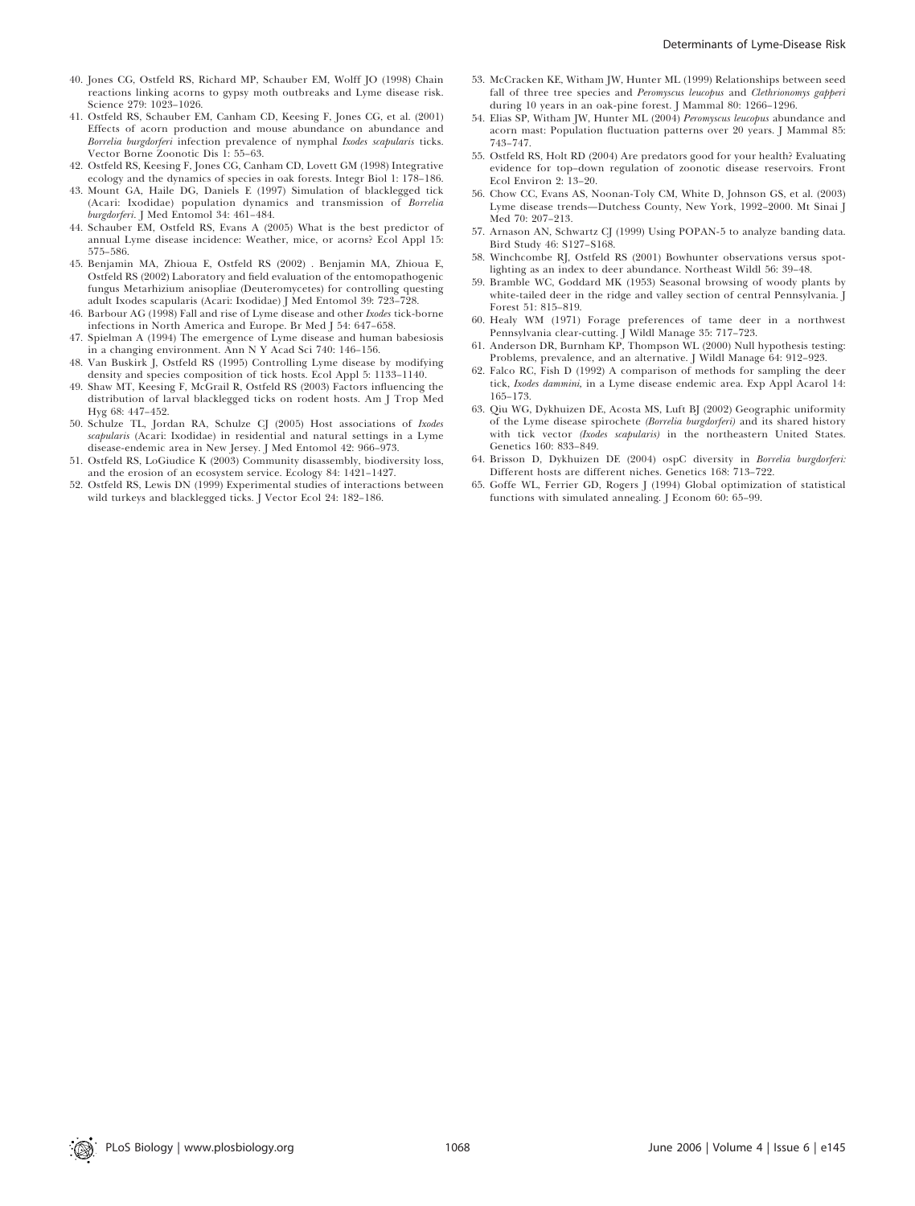40. Jones CG, Ostfeld RS, Richard MP, Schauber EM, Wolff JO (1998) Chain reactions linking acorns to gypsy moth outbreaks and Lyme disease risk. Science 279: 1023–1026.
41. Ostfeld RS, Schauber EM, Canham CD, Keesing F, Jones CG, et al. (2001) Effects of acorn production and mouse abundance on abundance and *Borrelia burgdorferi* infection prevalence of nymphal *Ixodes scapularis* ticks. Vector Borne Zoonotic Dis 1: 55–63.
42. Ostfeld RS, Keesing F, Jones CG, Canham CD, Lovett GM (1998) Integrative ecology and the dynamics of species in oak forests. Integr Biol 1: 178–186.
43. Mount GA, Haile DG, Daniels E (1997) Simulation of blacklegged tick (Acari: Ixodidae) population dynamics and transmission of *Borrelia burgdorferi*. J Med Entomol 34: 461–484.
44. Schauber EM, Ostfeld RS, Evans A (2005) What is the best predictor of annual Lyme disease incidence: Weather, mice, or acorns? Ecol Appl 15: 575–586.
45. Benjamin MA, Zhioua E, Ostfeld RS (2002) . Benjamin MA, Zhioua E, Ostfeld RS (2002) Laboratory and field evaluation of the entomopathogenic fungus Metarhizium anisopliae (Deuteromycetes) for controlling questing adult Ixodes scapularis (Acari: Ixodidae) J Med Entomol 39: 723–728.
46. Barbour AG (1998) Fall and rise of Lyme disease and other *Ixodes* tick-borne infections in North America and Europe. Br Med J 54: 647–658.
47. Spielman A (1994) The emergence of Lyme disease and human babesiosis in a changing environment. Ann N Y Acad Sci 740: 146–156.
48. Van Buskirk J, Ostfeld RS (1995) Controlling Lyme disease by modifying density and species composition of tick hosts. Ecol Appl 5: 1133–1140.
49. Shaw MT, Keesing F, McGrail R, Ostfeld RS (2003) Factors influencing the distribution of larval blacklegged ticks on rodent hosts. Am J Trop Med Hyg 68: 447–452.
50. Schulze TL, Jordan RA, Schulze CJ (2005) Host associations of *Ixodes scapularis* (Acari: Ixodidae) in residential and natural settings in a Lyme disease-endemic area in New Jersey. J Med Entomol 42: 966–973.
51. Ostfeld RS, LoGiudice K (2003) Community disassembly, biodiversity loss, and the erosion of an ecosystem service. Ecology 84: 1421–1427.
52. Ostfeld RS, Lewis DN (1999) Experimental studies of interactions between wild turkeys and blacklegged ticks. J Vector Ecol 24: 182–186.
53. McCracken KE, Witham JW, Hunter ML (1999) Relationships between seed fall of three tree species and *Peromyscus leucopus* and *Clethrionomys gapperi* during 10 years in an oak-pine forest. J Mammal 80: 1266–1296.
54. Elias SP, Witham JW, Hunter ML (2004) *Peromyscus leucopus* abundance and acorn mast: Population fluctuation patterns over 20 years. J Mammal 85: 743–747.
55. Ostfeld RS, Holt RD (2004) Are predators good for your health? Evaluating evidence for top–down regulation of zoonotic disease reservoirs. Front Ecol Environ 2: 13–20.
56. Chow CC, Evans AS, Noonan-Toly CM, White D, Johnson GS, et al. (2003) Lyme disease trends—Dutchess County, New York, 1992–2000. Mt Sinai J Med 70: 207–213.
57. Arnason AN, Schwartz CJ (1999) Using POPAN-5 to analyze banding data. Bird Study 46: S127–S168.
58. Winchcombe RJ, Ostfeld RS (2001) Bowhunter observations versus spotlighting as an index to deer abundance. Northeast Wildl 56: 39–48.
59. Bramble WC, Goddard MK (1953) Seasonal browsing of woody plants by white-tailed deer in the ridge and valley section of central Pennsylvania. J Forest 51: 815–819.
60. Healy WM (1971) Forage preferences of tame deer in a northwest Pennsylvania clear-cutting. J Wildl Manage 35: 717–723.
61. Anderson DR, Burnham KP, Thompson WL (2000) Null hypothesis testing: Problems, prevalence, and an alternative. J Wildl Manage 64: 912–923.
62. Falco RC, Fish D (1992) A comparison of methods for sampling the deer tick, *Ixodes dammini*, in a Lyme disease endemic area. Exp Appl Acarol 14: 165–173.
63. Qiu WG, Dykhuizen DE, Acosta MS, Luft BJ (2002) Geographic uniformity of the Lyme disease spirochete *(Borrelia burgdorferi)* and its shared history with tick vector *(Ixodes scapularis)* in the northeastern United States. Genetics 160: 833–849.
64. Brisson D, Dykhuizen DE (2004) ospC diversity in *Borrelia burgdorferi:* Different hosts are different niches. Genetics 168: 713–722.
65. Goffe WL, Ferrier GD, Rogers J (1994) Global optimization of statistical functions with simulated annealing. J Econom 60: 65–99.